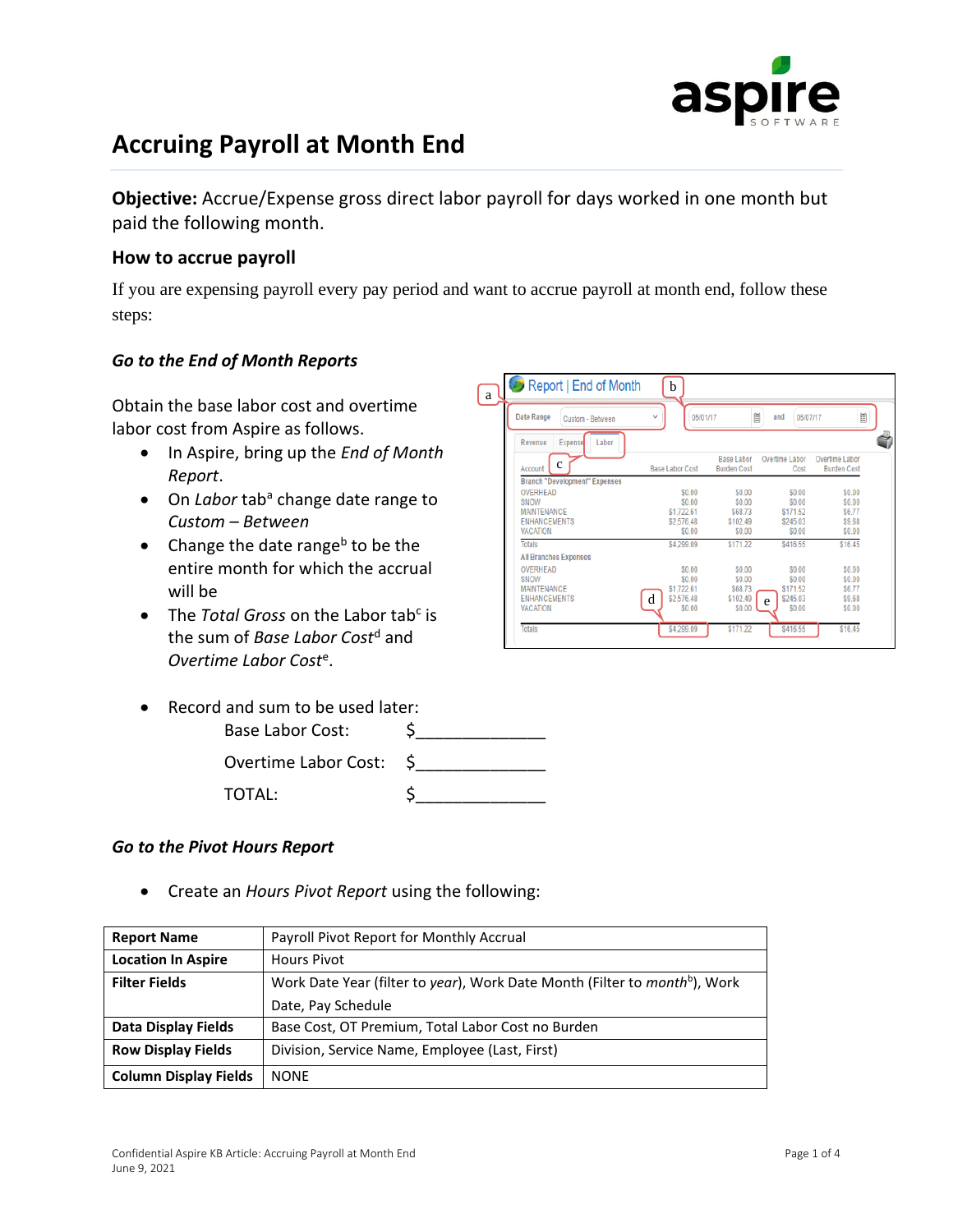# Accruing Payroll at Month End

**Objective:** Accrue/Expense gross direct labor payroll for days worked in one month but paid the following month.

## How to accrue payroll

If you are expensing payroll every pay period and want to accrue payroll at month end, follow these steps:

### *Go to the End of Month Reports*

Obtain the base labor cost and overtime labor cost from Aspire as follows.

- In Aspire, bring up the *End of Month Report*.
- On *Labor* tab[a] change date range to *Custom – Between*
- Change the date range[b] to be the entire month for which the accrual will be
- The *Total Gross* on the Labor tab[c] is the sum of *Base Labor Cost*[d] and *Overtime Labor Cost*[e].

- Record and sum to be used later:

  Base Labor Cost: $______________

  Overtime Labor Cost: $______________

  TOTAL: $______________

### *Go to the Pivot Hours Report*

- Create an *Hours Pivot Report* using the following:

| Report Name | Payroll Pivot Report for Monthly Accrual |
|---|---|
| **Location In Aspire** | Hours Pivot |
| **Filter Fields** | Work Date Year (filter to *year*), Work Date Month (Filter to *month*[b]), Work Date, Pay Schedule |
| **Data Display Fields** | Base Cost, OT Premium, Total Labor Cost no Burden |
| **Row Display Fields** | Division, Service Name, Employee (Last, First) |
| **Column Display Fields** | NONE |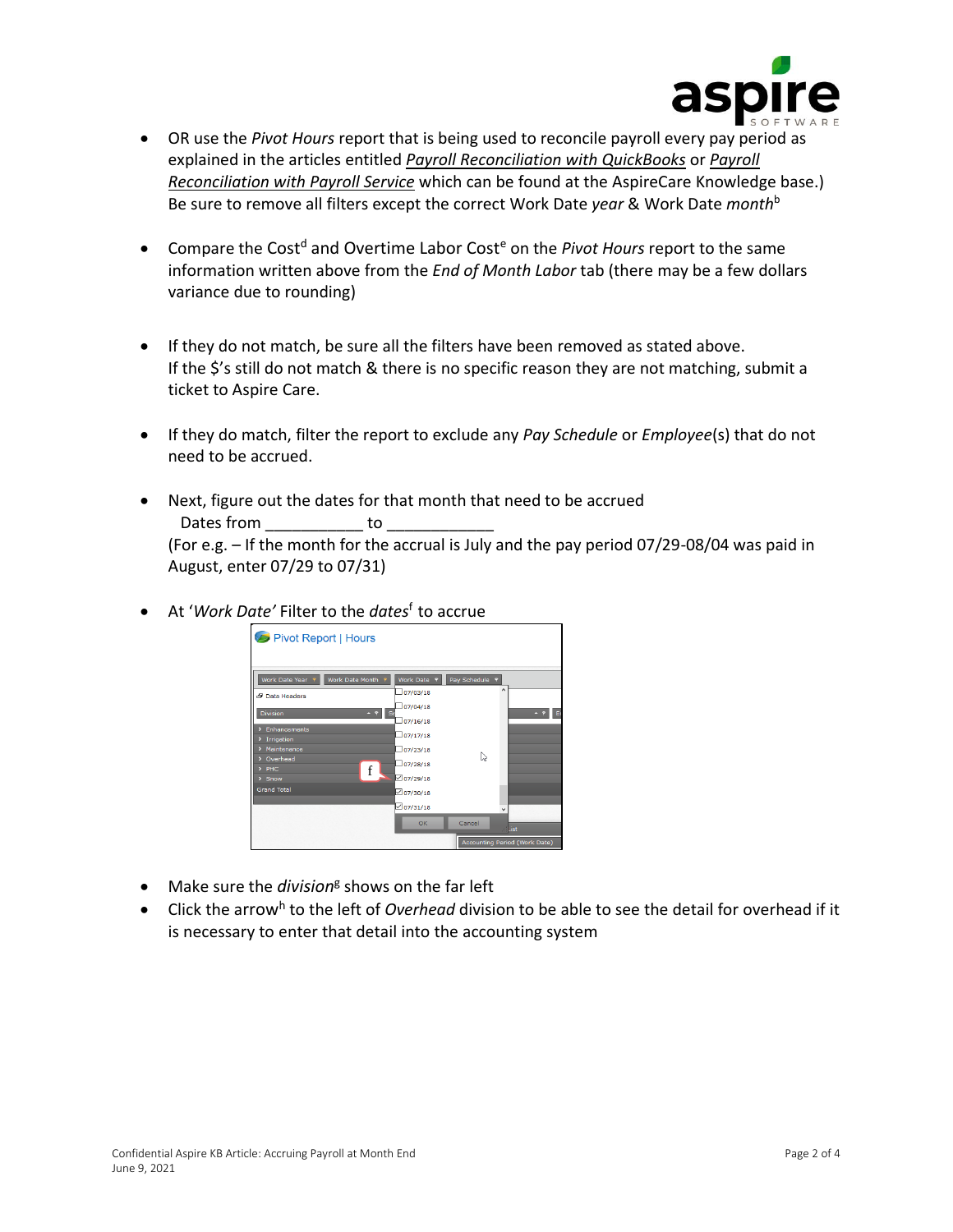- OR use the *Pivot Hours* report that is being used to reconcile payroll every pay period as explained in the articles entitled *Payroll Reconciliation with QuickBooks* or *Payroll Reconciliation with Payroll Service* which can be found at the AspireCare Knowledge base.) Be sure to remove all filters except the correct Work Date *year* & Work Date *month*[b]

- Compare the Cost[d] and Overtime Labor Cost[e] on the *Pivot Hours* report to the same information written above from the *End of Month Labor* tab (there may be a few dollars variance due to rounding)

- If they do not match, be sure all the filters have been removed as stated above. If the $'s still do not match & there is no specific reason they are not matching, submit a ticket to Aspire Care.

- If they do match, filter the report to exclude any *Pay Schedule* or *Employee*(s) that do not need to be accrued.

- Next, figure out the dates for that month that need to be accrued
  Dates from ___________ to ____________
  (For e.g. – If the month for the accrual is July and the pay period 07/29-08/04 was paid in August, enter 07/29 to 07/31)

- At '*Work Date'* Filter to the *dates*[f] to accrue

- Make sure the *division*[g] shows on the far left
- Click the arrow[h] to the left of *Overhead* division to be able to see the detail for overhead if it is necessary to enter that detail into the accounting system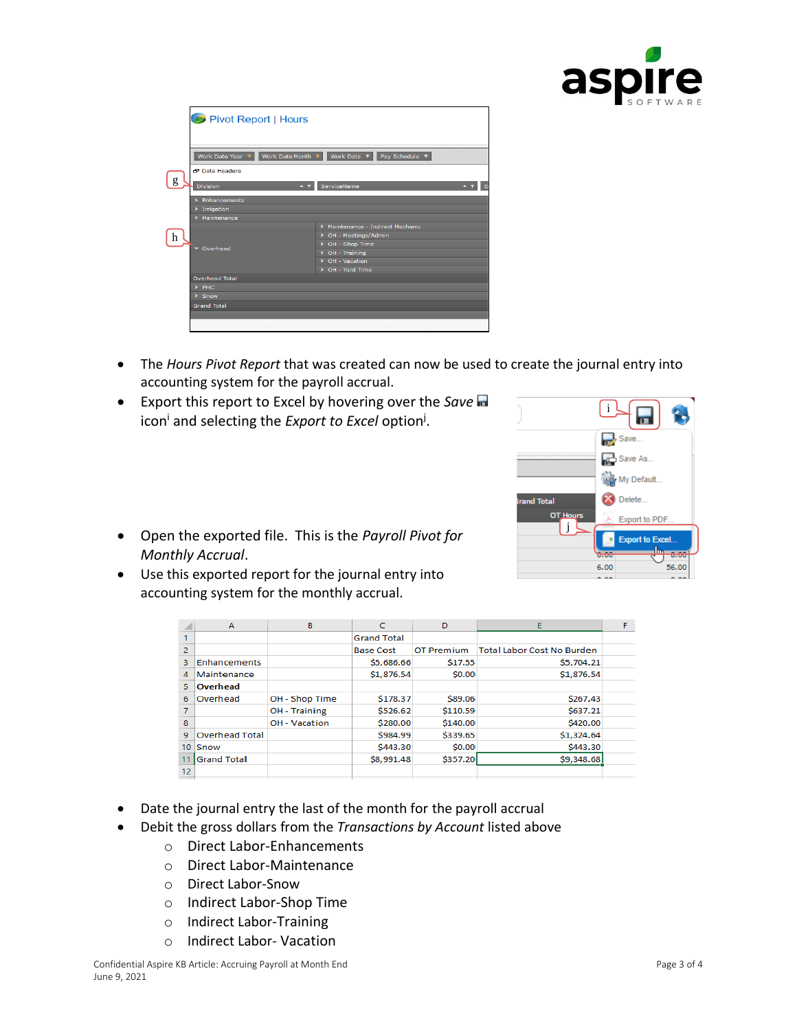- The *Hours Pivot Report* that was created can now be used to create the journal entry into accounting system for the payroll accrual.
- Export this report to Excel by hovering over the *Save* icon[i] and selecting the *Export to Excel* option[j].
- Open the exported file. This is the *Payroll Pivot for Monthly Accrual*.
- Use this exported report for the journal entry into accounting system for the monthly accrual.

| | A | B | C | D | E |
|---|---|---|---|---|---|
| 1 | | | Grand Total | | |
| 2 | | | Base Cost | OT Premium | Total Labor Cost No Burden |
| 3 | Enhancements | | $5,686.66 | $17.55 | $5,704.21 |
| 4 | Maintenance | | $1,876.54 | $0.00 | $1,876.54 |
| 5 | **Overhead** | | | | |
| 6 | Overhead | OH - Shop Time | $178.37 | $89.06 | $267.43 |
| 7 | | OH - Training | $526.62 | $110.59 | $637.21 |
| 8 | | OH - Vacation | $280.00 | $140.00 | $420.00 |
| 9 | Overhead Total | | $984.99 | $339.65 | $1,324.64 |
| 10 | Snow | | $443.30 | $0.00 | $443.30 |
| 11 | Grand Total | | $8,991.48 | $357.20 | $9,348.68 |
| 12 | | | | | |

- Date the journal entry the last of the month for the payroll accrual
- Debit the gross dollars from the *Transactions by Account* listed above
  - Direct Labor-Enhancements
  - Direct Labor-Maintenance
  - Direct Labor-Snow
  - Indirect Labor-Shop Time
  - Indirect Labor-Training
  - Indirect Labor- Vacation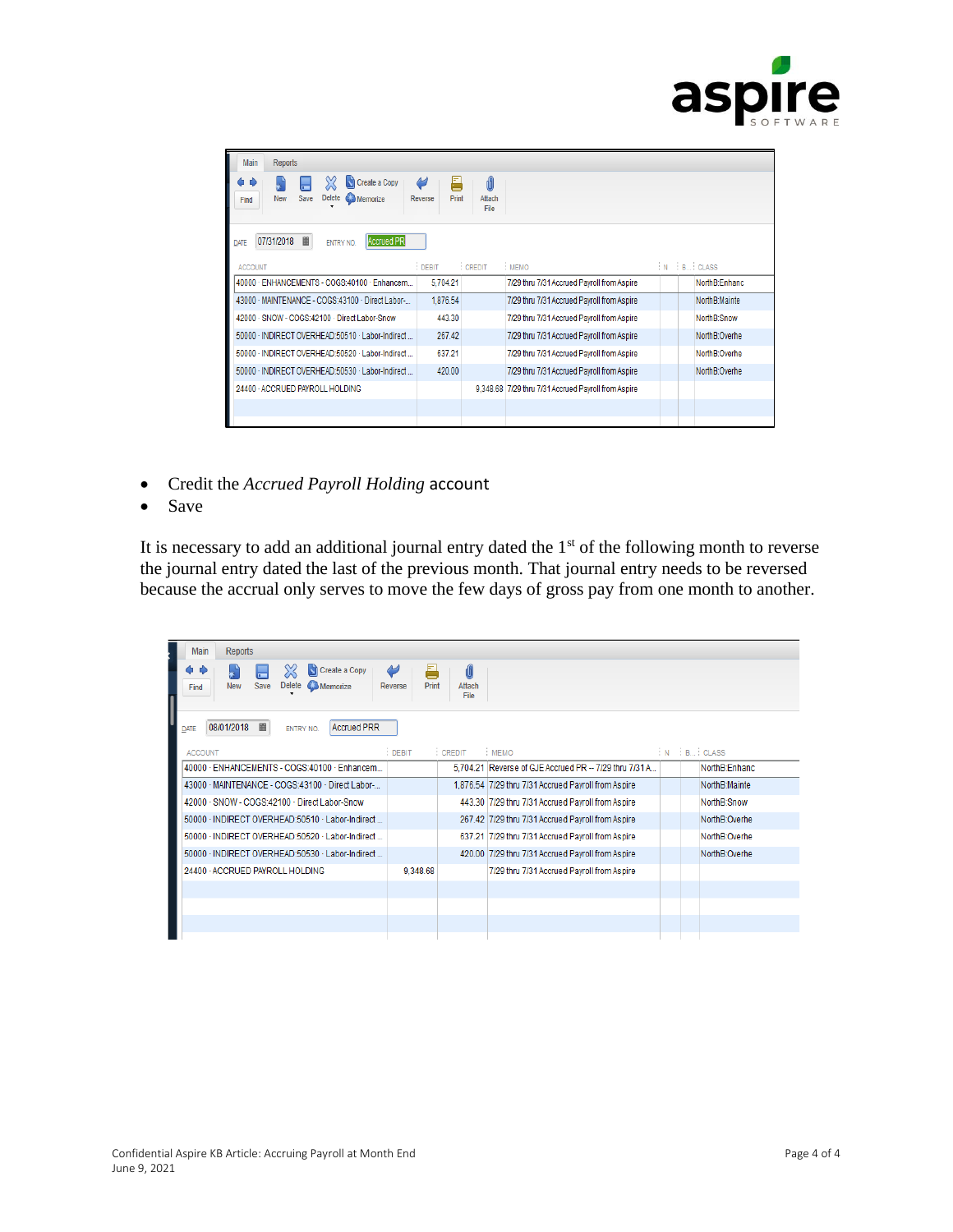Main | Reports

Find | New | Save | Delete | Create a Copy | Memorize | Reverse | Print | Attach File

DATE 07/31/2018 ENTRY NO. Accrued PR

| ACCOUNT | DEBIT | CREDIT | MEMO | N | B... | CLASS |
|---|---|---|---|---|---|---|
| 40000 · ENHANCEMENTS - COGS:40100 · Enhancem... | 5,704.21 | | 7/29 thru 7/31 Accrued Payroll from Aspire | | | NorthB:Enhanc |
| 43000 · MAINTENANCE - COGS:43100 · Direct Labor-... | 1,876.54 | | 7/29 thru 7/31 Accrued Payroll from Aspire | | | NorthB:Mainte |
| 42000 · SNOW - COGS:42100 · Direct Labor-Snow | 443.30 | | 7/29 thru 7/31 Accrued Payroll from Aspire | | | NorthB:Snow |
| 50000 · INDIRECT OVERHEAD:50510 · Labor-Indirect ... | 267.42 | | 7/29 thru 7/31 Accrued Payroll from Aspire | | | NorthB:Overhe |
| 50000 · INDIRECT OVERHEAD:50520 · Labor-Indirect ... | 637.21 | | 7/29 thru 7/31 Accrued Payroll from Aspire | | | NorthB:Overhe |
| 50000 · INDIRECT OVERHEAD:50530 · Labor-Indirect ... | 420.00 | | 7/29 thru 7/31 Accrued Payroll from Aspire | | | NorthB:Overhe |
| 24400 · ACCRUED PAYROLL HOLDING | | 9,348.68 | 7/29 thru 7/31 Accrued Payroll from Aspire | | | |

- Credit the *Accrued Payroll Holding* account
- Save

It is necessary to add an additional journal entry dated the 1st of the following month to reverse the journal entry dated the last of the previous month. That journal entry needs to be reversed because the accrual only serves to move the few days of gross pay from one month to another.

Main | Reports

Find | New | Save | Delete | Create a Copy | Memorize | Reverse | Print | Attach File

DATE 08/01/2018 ENTRY NO. Accrued PRR

| ACCOUNT | DEBIT | CREDIT | MEMO | N | B... | CLASS |
|---|---|---|---|---|---|---|
| 40000 · ENHANCEMENTS - COGS:40100 · Enhancem... | | 5,704.21 | Reverse of GJE Accrued PR -- 7/29 thru 7/31 A... | | | NorthB:Enhanc |
| 43000 · MAINTENANCE - COGS:43100 · Direct Labor-... | | 1,876.54 | 7/29 thru 7/31 Accrued Payroll from Aspire | | | NorthB:Mainte |
| 42000 · SNOW - COGS:42100 · Direct Labor-Snow | | 443.30 | 7/29 thru 7/31 Accrued Payroll from Aspire | | | NorthB:Snow |
| 50000 · INDIRECT OVERHEAD:50510 · Labor-Indirect ... | | 267.42 | 7/29 thru 7/31 Accrued Payroll from Aspire | | | NorthB:Overhe |
| 50000 · INDIRECT OVERHEAD:50520 · Labor-Indirect ... | | 637.21 | 7/29 thru 7/31 Accrued Payroll from Aspire | | | NorthB:Overhe |
| 50000 · INDIRECT OVERHEAD:50530 · Labor-Indirect ... | | 420.00 | 7/29 thru 7/31 Accrued Payroll from Aspire | | | NorthB:Overhe |
| 24400 · ACCRUED PAYROLL HOLDING | 9,348.68 | | 7/29 thru 7/31 Accrued Payroll from Aspire | | | |